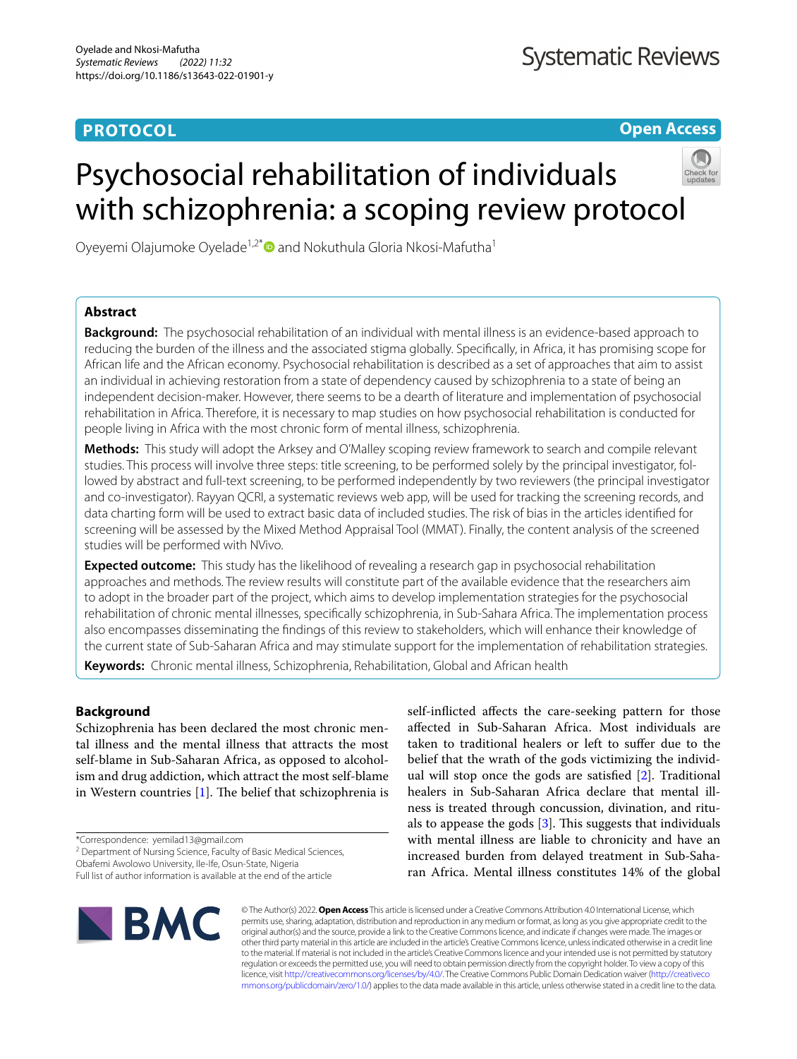**PROTOCOL** **Open Access**

# Psychosocial rehabilitation of individuals with schizophrenia: a scoping review protocol

Oyeyemi Olajumoke Oyelade[1,2*] and Nokuthula Gloria Nkosi-Mafutha[1]

## Abstract

**Background:** The psychosocial rehabilitation of an individual with mental illness is an evidence-based approach to reducing the burden of the illness and the associated stigma globally. Specifically, in Africa, it has promising scope for African life and the African economy. Psychosocial rehabilitation is described as a set of approaches that aim to assist an individual in achieving restoration from a state of dependency caused by schizophrenia to a state of being an independent decision-maker. However, there seems to be a dearth of literature and implementation of psychosocial rehabilitation in Africa. Therefore, it is necessary to map studies on how psychosocial rehabilitation is conducted for people living in Africa with the most chronic form of mental illness, schizophrenia.

**Methods:** This study will adopt the Arksey and O'Malley scoping review framework to search and compile relevant studies. This process will involve three steps: title screening, to be performed solely by the principal investigator, followed by abstract and full-text screening, to be performed independently by two reviewers (the principal investigator and co-investigator). Rayyan QCRI, a systematic reviews web app, will be used for tracking the screening records, and data charting form will be used to extract basic data of included studies. The risk of bias in the articles identified for screening will be assessed by the Mixed Method Appraisal Tool (MMAT). Finally, the content analysis of the screened studies will be performed with NVivo.

**Expected outcome:** This study has the likelihood of revealing a research gap in psychosocial rehabilitation approaches and methods. The review results will constitute part of the available evidence that the researchers aim to adopt in the broader part of the project, which aims to develop implementation strategies for the psychosocial rehabilitation of chronic mental illnesses, specifically schizophrenia, in Sub-Sahara Africa. The implementation process also encompasses disseminating the findings of this review to stakeholders, which will enhance their knowledge of the current state of Sub-Saharan Africa and may stimulate support for the implementation of rehabilitation strategies.

**Keywords:** Chronic mental illness, Schizophrenia, Rehabilitation, Global and African health

## Background

Schizophrenia has been declared the most chronic mental illness and the mental illness that attracts the most self-blame in Sub-Saharan Africa, as opposed to alcoholism and drug addiction, which attract the most self-blame in Western countries [1]. The belief that schizophrenia is self-inflicted affects the care-seeking pattern for those affected in Sub-Saharan Africa. Most individuals are taken to traditional healers or left to suffer due to the belief that the wrath of the gods victimizing the individual will stop once the gods are satisfied [2]. Traditional healers in Sub-Saharan Africa declare that mental illness is treated through concussion, divination, and rituals to appease the gods [3]. This suggests that individuals with mental illness are liable to chronicity and have an increased burden from delayed treatment in Sub-Saharan Africa. Mental illness constitutes 14% of the global

*Correspondence: yemilad13@gmail.com
[2] Department of Nursing Science, Faculty of Basic Medical Sciences, Obafemi Awolowo University, Ile-Ife, Osun-State, Nigeria
Full list of author information is available at the end of the article

© The Author(s) 2022. **Open Access** This article is licensed under a Creative Commons Attribution 4.0 International License, which permits use, sharing, adaptation, distribution and reproduction in any medium or format, as long as you give appropriate credit to the original author(s) and the source, provide a link to the Creative Commons licence, and indicate if changes were made. The images or other third party material in this article are included in the article's Creative Commons licence, unless indicated otherwise in a credit line to the material. If material is not included in the article's Creative Commons licence and your intended use is not permitted by statutory regulation or exceeds the permitted use, you will need to obtain permission directly from the copyright holder. To view a copy of this licence, visit http://creativecommons.org/licenses/by/4.0/. The Creative Commons Public Domain Dedication waiver (http://creativecommons.org/publicdomain/zero/1.0/) applies to the data made available in this article, unless otherwise stated in a credit line to the data.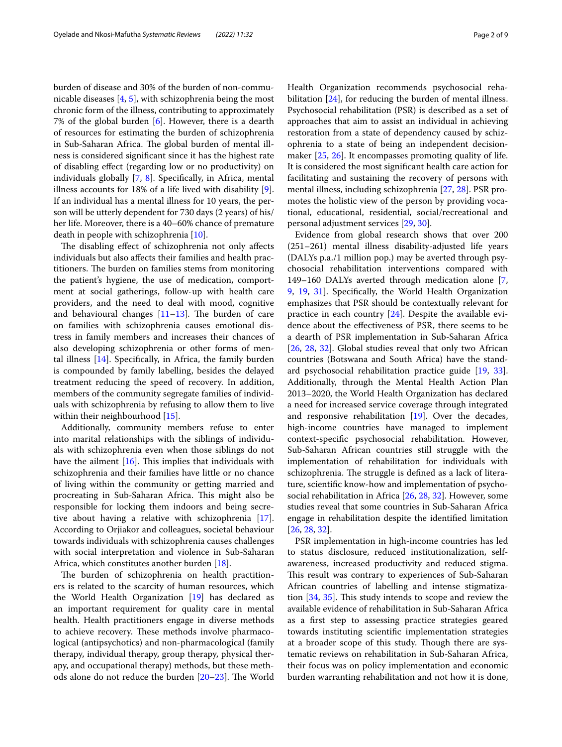burden of disease and 30% of the burden of non-communicable diseases [4, 5], with schizophrenia being the most chronic form of the illness, contributing to approximately 7% of the global burden [6]. However, there is a dearth of resources for estimating the burden of schizophrenia in Sub-Saharan Africa. The global burden of mental illness is considered significant since it has the highest rate of disabling effect (regarding low or no productivity) on individuals globally [7, 8]. Specifically, in Africa, mental illness accounts for 18% of a life lived with disability [9]. If an individual has a mental illness for 10 years, the person will be utterly dependent for 730 days (2 years) of his/her life. Moreover, there is a 40–60% chance of premature death in people with schizophrenia [10].

The disabling effect of schizophrenia not only affects individuals but also affects their families and health practitioners. The burden on families stems from monitoring the patient's hygiene, the use of medication, comportment at social gatherings, follow-up with health care providers, and the need to deal with mood, cognitive and behavioural changes [11–13]. The burden of care on families with schizophrenia causes emotional distress in family members and increases their chances of also developing schizophrenia or other forms of mental illness [14]. Specifically, in Africa, the family burden is compounded by family labelling, besides the delayed treatment reducing the speed of recovery. In addition, members of the community segregate families of individuals with schizophrenia by refusing to allow them to live within their neighbourhood [15].

Additionally, community members refuse to enter into marital relationships with the siblings of individuals with schizophrenia even when those siblings do not have the ailment [16]. This implies that individuals with schizophrenia and their families have little or no chance of living within the community or getting married and procreating in Sub-Saharan Africa. This might also be responsible for locking them indoors and being secretive about having a relative with schizophrenia [17]. According to Orjiakor and colleagues, societal behaviour towards individuals with schizophrenia causes challenges with social interpretation and violence in Sub-Saharan Africa, which constitutes another burden [18].

The burden of schizophrenia on health practitioners is related to the scarcity of human resources, which the World Health Organization [19] has declared as an important requirement for quality care in mental health. Health practitioners engage in diverse methods to achieve recovery. These methods involve pharmacological (antipsychotics) and non-pharmacological (family therapy, individual therapy, group therapy, physical therapy, and occupational therapy) methods, but these methods alone do not reduce the burden [20–23]. The World Health Organization recommends psychosocial rehabilitation [24], for reducing the burden of mental illness. Psychosocial rehabilitation (PSR) is described as a set of approaches that aim to assist an individual in achieving restoration from a state of dependency caused by schizophrenia to a state of being an independent decision-maker [25, 26]. It encompasses promoting quality of life. It is considered the most significant health care action for facilitating and sustaining the recovery of persons with mental illness, including schizophrenia [27, 28]. PSR promotes the holistic view of the person by providing vocational, educational, residential, social/recreational and personal adjustment services [29, 30].

Evidence from global research shows that over 200 (251–261) mental illness disability-adjusted life years (DALYs p.a./1 million pop.) may be averted through psychosocial rehabilitation interventions compared with 149–160 DALYs averted through medication alone [7, 9, 19, 31]. Specifically, the World Health Organization emphasizes that PSR should be contextually relevant for practice in each country [24]. Despite the available evidence about the effectiveness of PSR, there seems to be a dearth of PSR implementation in Sub-Saharan Africa [26, 28, 32]. Global studies reveal that only two African countries (Botswana and South Africa) have the standard psychosocial rehabilitation practice guide [19, 33]. Additionally, through the Mental Health Action Plan 2013–2020, the World Health Organization has declared a need for increased service coverage through integrated and responsive rehabilitation [19]. Over the decades, high-income countries have managed to implement context-specific psychosocial rehabilitation. However, Sub-Saharan African countries still struggle with the implementation of rehabilitation for individuals with schizophrenia. The struggle is defined as a lack of literature, scientific know-how and implementation of psychosocial rehabilitation in Africa [26, 28, 32]. However, some studies reveal that some countries in Sub-Saharan Africa engage in rehabilitation despite the identified limitation [26, 28, 32].

PSR implementation in high-income countries has led to status disclosure, reduced institutionalization, self-awareness, increased productivity and reduced stigma. This result was contrary to experiences of Sub-Saharan African countries of labelling and intense stigmatization [34, 35]. This study intends to scope and review the available evidence of rehabilitation in Sub-Saharan Africa as a first step to assessing practice strategies geared towards instituting scientific implementation strategies at a broader scope of this study. Though there are systematic reviews on rehabilitation in Sub-Saharan Africa, their focus was on policy implementation and economic burden warranting rehabilitation and not how it is done,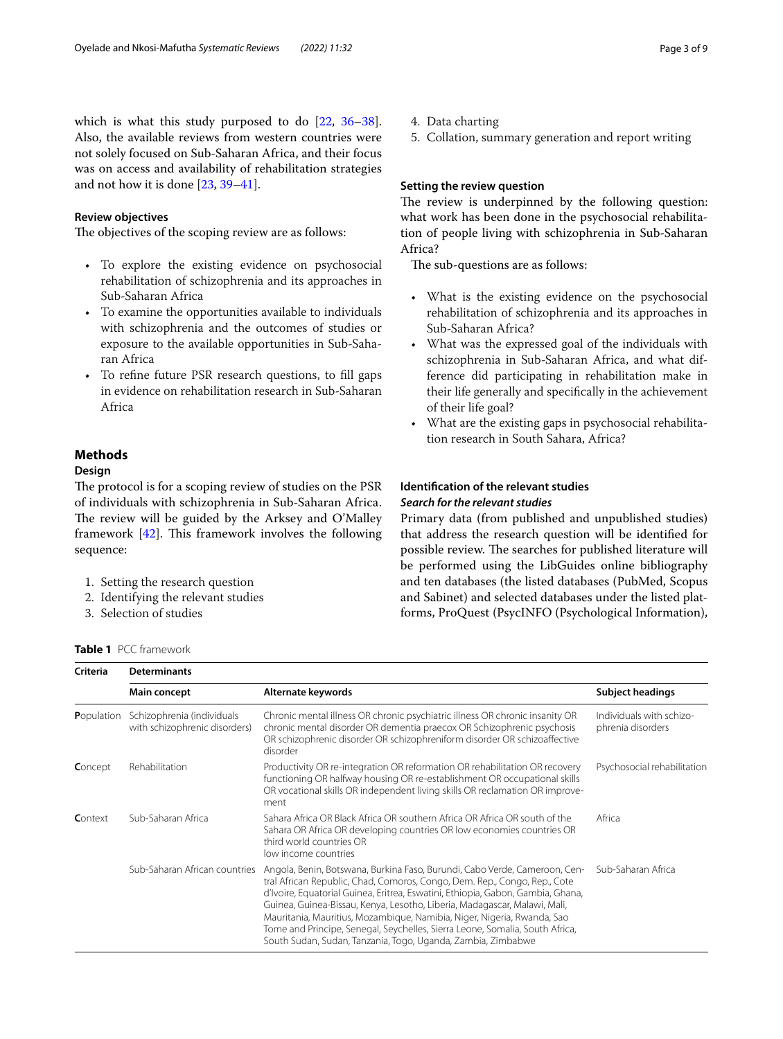which is what this study purposed to do [22, 36–38]. Also, the available reviews from western countries were not solely focused on Sub-Saharan Africa, and their focus was on access and availability of rehabilitation strategies and not how it is done [23, 39–41].

### Review objectives

The objectives of the scoping review are as follows:

- To explore the existing evidence on psychosocial rehabilitation of schizophrenia and its approaches in Sub-Saharan Africa
- To examine the opportunities available to individuals with schizophrenia and the outcomes of studies or exposure to the available opportunities in Sub-Saharan Africa
- To refine future PSR research questions, to fill gaps in evidence on rehabilitation research in Sub-Saharan Africa

## Methods

### Design

The protocol is for a scoping review of studies on the PSR of individuals with schizophrenia in Sub-Saharan Africa. The review will be guided by the Arksey and O'Malley framework [42]. This framework involves the following sequence:

1. Setting the research question
2. Identifying the relevant studies
3. Selection of studies
4. Data charting
5. Collation, summary generation and report writing

### Setting the review question

The review is underpinned by the following question: what work has been done in the psychosocial rehabilitation of people living with schizophrenia in Sub-Saharan Africa?

The sub-questions are as follows:

- What is the existing evidence on the psychosocial rehabilitation of schizophrenia and its approaches in Sub-Saharan Africa?
- What was the expressed goal of the individuals with schizophrenia in Sub-Saharan Africa, and what difference did participating in rehabilitation make in their life generally and specifically in the achievement of their life goal?
- What are the existing gaps in psychosocial rehabilitation research in South Sahara, Africa?

### Identification of the relevant studies

#### *Search for the relevant studies*

Primary data (from published and unpublished studies) that address the research question will be identified for possible review. The searches for published literature will be performed using the LibGuides online bibliography and ten databases (the listed databases (PubMed, Scopus and Sabinet) and selected databases under the listed platforms, ProQuest (PsycINFO (Psychological Information),

**Table 1** PCC framework

| Criteria | Determinants | | |
|---|---|---|---|
| | **Main concept** | **Alternate keywords** | **Subject headings** |
| **P**opulation | Schizophrenia (individuals with schizophrenic disorders) | Chronic mental illness OR chronic psychiatric illness OR chronic insanity OR chronic mental disorder OR dementia praecox OR Schizophrenic psychosis OR schizophrenic disorder OR schizophreniform disorder OR schizoaffective disorder | Individuals with schizophrenia disorders |
| **C**oncept | Rehabilitation | Productivity OR re-integration OR reformation OR rehabilitation OR recovery functioning OR halfway housing OR re-establishment OR occupational skills OR vocational skills OR independent living skills OR reclamation OR improvement | Psychosocial rehabilitation |
| **C**ontext | Sub-Saharan Africa | Sahara Africa OR Black Africa OR southern Africa OR Africa OR south of the Sahara OR Africa OR developing countries OR low economies countries OR third world countries OR low income countries | Africa |
| | Sub-Saharan African countries | Angola, Benin, Botswana, Burkina Faso, Burundi, Cabo Verde, Cameroon, Central African Republic, Chad, Comoros, Congo, Dem. Rep., Congo, Rep., Cote d'Ivoire, Equatorial Guinea, Eritrea, Eswatini, Ethiopia, Gabon, Gambia, Ghana, Guinea, Guinea-Bissau, Kenya, Lesotho, Liberia, Madagascar, Malawi, Mali, Mauritania, Mauritius, Mozambique, Namibia, Niger, Nigeria, Rwanda, Sao Tome and Principe, Senegal, Seychelles, Sierra Leone, Somalia, South Africa, South Sudan, Sudan, Tanzania, Togo, Uganda, Zambia, Zimbabwe | Sub-Saharan Africa |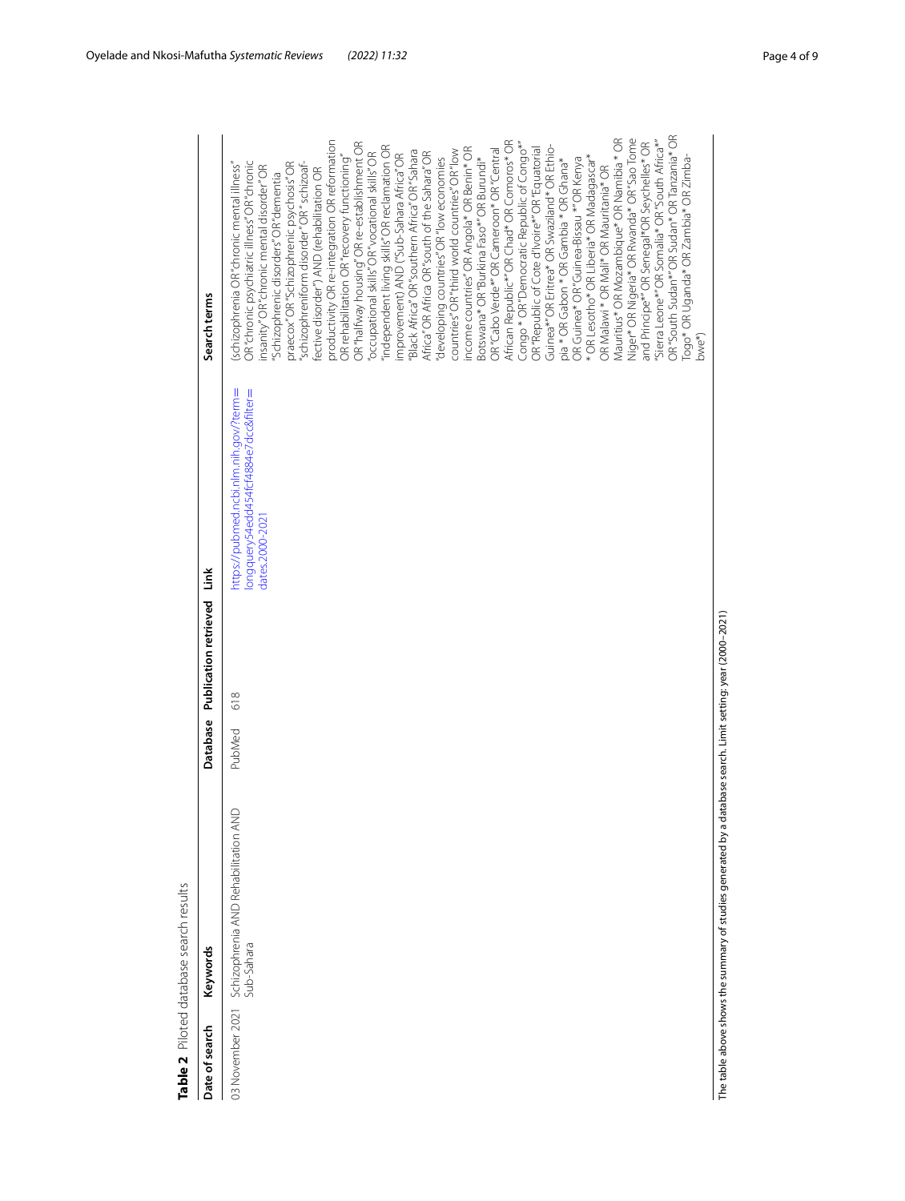**Table 2** Piloted database search results

| Date of search | Keywords | Database | Publication retrieved | Link | Search terms |
|---|---|---|---|---|---|
| 03 November 2021 | Schizophrenia AND Rehabilitation AND Sub-Sahara | PubMed | 618 | https://pubmed.ncbi.nlm.nih.gov/?term=longquery54edd454fcf4884e7dcc&filter=dates.2000-2021 | (schizophrenia OR "chronic mental illness" OR "chronic psychiatric illness" OR "chronic insanity" OR "chronic mental disorder" OR "Schizophrenic disorders" OR "dementia praecox" OR "Schizophrenic psychosis" OR "schizophreniform disorder" OR " schizoaffective disorder") AND (rehabilitation OR productivity OR re-integration OR reformation OR rehabilitation OR "recovery functioning" OR "halfway housing" OR re-establishment OR "occupational skills" OR "vocational skills" OR "independent living skills" OR reclamation OR improvement) AND ("Sub-Sahara Africa" OR "Black Africa" OR "southern Africa" OR "Sahara Africa" OR Africa OR "south of the Sahara" OR "developing countries" OR "low economies countries" OR "third world countries" OR "low income countries" OR Angola* OR Benin* OR Botswana* OR "Burkina Faso*" OR Burundi* OR "Cabo Verde*" OR Cameroon* OR "Central African Republic*" OR Chad* OR Comoros* OR Congo * OR "Democratic Republic of Congo*" OR "Republic of Cote d'Ivoire*" OR "Equatorial Guinea*" OR Eritrea* OR Swaziland* OR Ethiopia * OR Gabon * OR Gambia * OR Ghana* OR Guinea* OR "Guinea-Bissau *" OR Kenya * OR Lesotho* OR Liberia* OR Madagascar* OR Malawi * OR Mali* OR Mauritania* OR Mauritius* OR Mozambique* OR Namibia * OR Niger* OR Nigeria* OR Rwanda* OR "Sao Tome and Principe*" OR Senegal*OR Seychelles* OR "Sierra Leone*" OR Somalia* OR "South Africa*" OR "South Sudan*" OR Sudan* OR Tanzania* OR Togo* OR Uganda* OR Zambia* OR Zimbabwe*) |

The table above shows the summary of studies generated by a database search. Limit setting: year (2000–2021)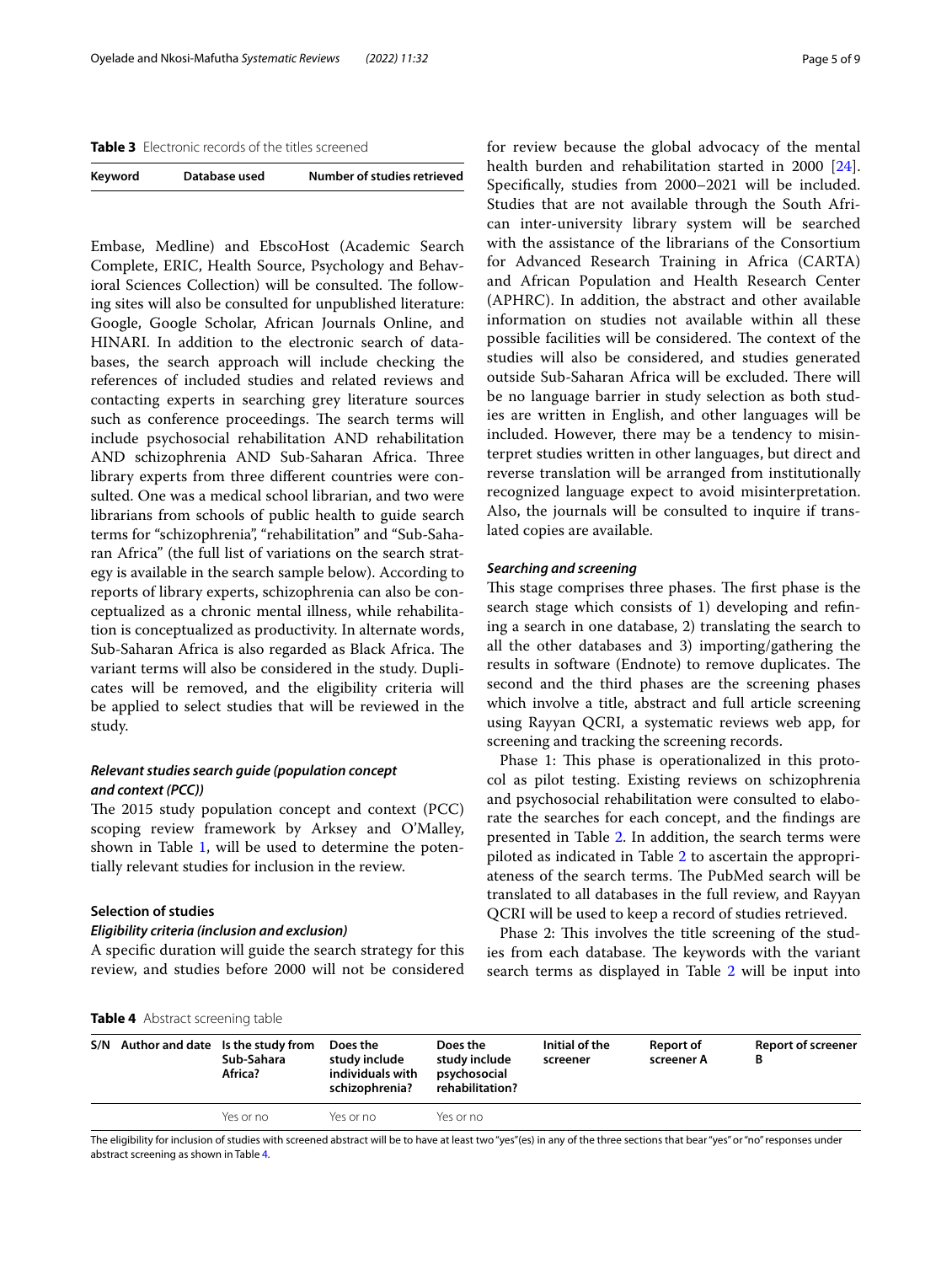**Table 3** Electronic records of the titles screened

| Keyword | Database used | Number of studies retrieved |
| --- | --- | --- |

Embase, Medline) and EbscoHost (Academic Search Complete, ERIC, Health Source, Psychology and Behavioral Sciences Collection) will be consulted. The following sites will also be consulted for unpublished literature: Google, Google Scholar, African Journals Online, and HINARI. In addition to the electronic search of databases, the search approach will include checking the references of included studies and related reviews and contacting experts in searching grey literature sources such as conference proceedings. The search terms will include psychosocial rehabilitation AND rehabilitation AND schizophrenia AND Sub-Saharan Africa. Three library experts from three different countries were consulted. One was a medical school librarian, and two were librarians from schools of public health to guide search terms for "schizophrenia", "rehabilitation" and "Sub-Saharan Africa" (the full list of variations on the search strategy is available in the search sample below). According to reports of library experts, schizophrenia can also be conceptualized as a chronic mental illness, while rehabilitation is conceptualized as productivity. In alternate words, Sub-Saharan Africa is also regarded as Black Africa. The variant terms will also be considered in the study. Duplicates will be removed, and the eligibility criteria will be applied to select studies that will be reviewed in the study.

### *Relevant studies search guide (population concept and context (PCC))*

The 2015 study population concept and context (PCC) scoping review framework by Arksey and O'Malley, shown in Table 1, will be used to determine the potentially relevant studies for inclusion in the review.

### Selection of studies

#### *Eligibility criteria (inclusion and exclusion)*

A specific duration will guide the search strategy for this review, and studies before 2000 will not be considered for review because the global advocacy of the mental health burden and rehabilitation started in 2000 [24]. Specifically, studies from 2000–2021 will be included. Studies that are not available through the South African inter-university library system will be searched with the assistance of the librarians of the Consortium for Advanced Research Training in Africa (CARTA) and African Population and Health Research Center (APHRC). In addition, the abstract and other available information on studies not available within all these possible facilities will be considered. The context of the studies will also be considered, and studies generated outside Sub-Saharan Africa will be excluded. There will be no language barrier in study selection as both studies are written in English, and other languages will be included. However, there may be a tendency to misinterpret studies written in other languages, but direct and reverse translation will be arranged from institutionally recognized language expect to avoid misinterpretation. Also, the journals will be consulted to inquire if translated copies are available.

#### *Searching and screening*

This stage comprises three phases. The first phase is the search stage which consists of 1) developing and refining a search in one database, 2) translating the search to all the other databases and 3) importing/gathering the results in software (Endnote) to remove duplicates. The second and the third phases are the screening phases which involve a title, abstract and full article screening using Rayyan QCRI, a systematic reviews web app, for screening and tracking the screening records.

Phase 1: This phase is operationalized in this protocol as pilot testing. Existing reviews on schizophrenia and psychosocial rehabilitation were consulted to elaborate the searches for each concept, and the findings are presented in Table 2. In addition, the search terms were piloted as indicated in Table 2 to ascertain the appropriateness of the search terms. The PubMed search will be translated to all databases in the full review, and Rayyan QCRI will be used to keep a record of studies retrieved.

Phase 2: This involves the title screening of the studies from each database. The keywords with the variant search terms as displayed in Table 2 will be input into

**Table 4** Abstract screening table

| S/N | Author and date | Is the study from Sub-Sahara Africa? | Does the study include individuals with schizophrenia? | Does the study include psychosocial rehabilitation? | Initial of the screener | Report of screener A | Report of screener B |
| --- | --- | --- | --- | --- | --- | --- | --- |
| | | Yes or no | Yes or no | Yes or no | | | |

The eligibility for inclusion of studies with screened abstract will be to have at least two "yes"(es) in any of the three sections that bear "yes" or "no" responses under abstract screening as shown in Table 4.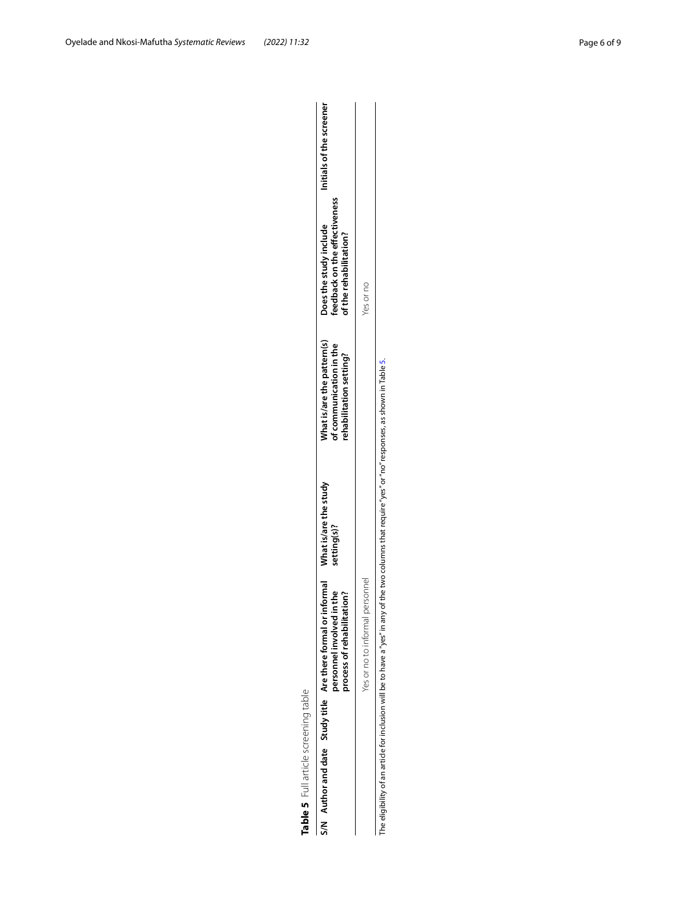**Table 5** Full article screening table

| S/N | Author and date | Study title | Are there formal or informal personnel involved in the process of rehabilitation? | What is/are the study setting(s)? | What is/are the pattern(s) of communication in the rehabilitation setting? | Does the study include feedback on the effectiveness of the rehabilitation? | Initials of the screener |
|---|---|---|---|---|---|---|---|
| | | | Yes or no to informal personnel | | | Yes or no | |

The eligibility of an article for inclusion will be to have a "yes" in any of the two columns that require "yes" or "no" responses, as shown in Table 5.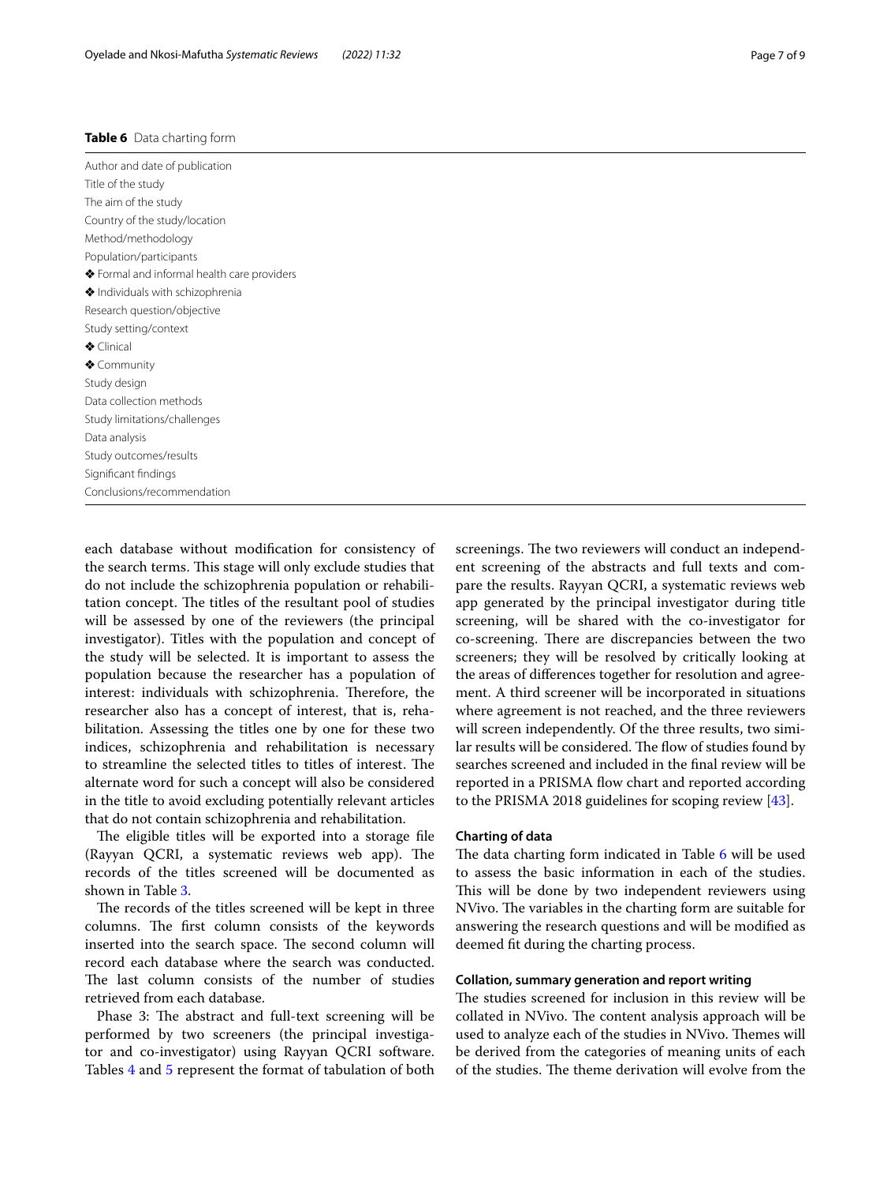**Table 6** Data charting form

| |
|---|
| Author and date of publication |
| Title of the study |
| The aim of the study |
| Country of the study/location |
| Method/methodology |
| Population/participants |
| ❖ Formal and informal health care providers |
| ❖ Individuals with schizophrenia |
| Research question/objective |
| Study setting/context |
| ❖ Clinical |
| ❖ Community |
| Study design |
| Data collection methods |
| Study limitations/challenges |
| Data analysis |
| Study outcomes/results |
| Significant findings |
| Conclusions/recommendation |

each database without modification for consistency of the search terms. This stage will only exclude studies that do not include the schizophrenia population or rehabilitation concept. The titles of the resultant pool of studies will be assessed by one of the reviewers (the principal investigator). Titles with the population and concept of the study will be selected. It is important to assess the population because the researcher has a population of interest: individuals with schizophrenia. Therefore, the researcher also has a concept of interest, that is, rehabilitation. Assessing the titles one by one for these two indices, schizophrenia and rehabilitation is necessary to streamline the selected titles to titles of interest. The alternate word for such a concept will also be considered in the title to avoid excluding potentially relevant articles that do not contain schizophrenia and rehabilitation.

The eligible titles will be exported into a storage file (Rayyan QCRI, a systematic reviews web app). The records of the titles screened will be documented as shown in Table 3.

The records of the titles screened will be kept in three columns. The first column consists of the keywords inserted into the search space. The second column will record each database where the search was conducted. The last column consists of the number of studies retrieved from each database.

Phase 3: The abstract and full-text screening will be performed by two screeners (the principal investigator and co-investigator) using Rayyan QCRI software. Tables 4 and 5 represent the format of tabulation of both screenings. The two reviewers will conduct an independent screening of the abstracts and full texts and compare the results. Rayyan QCRI, a systematic reviews web app generated by the principal investigator during title screening, will be shared with the co-investigator for co-screening. There are discrepancies between the two screeners; they will be resolved by critically looking at the areas of differences together for resolution and agreement. A third screener will be incorporated in situations where agreement is not reached, and the three reviewers will screen independently. Of the three results, two similar results will be considered. The flow of studies found by searches screened and included in the final review will be reported in a PRISMA flow chart and reported according to the PRISMA 2018 guidelines for scoping review [43].

### Charting of data

The data charting form indicated in Table 6 will be used to assess the basic information in each of the studies. This will be done by two independent reviewers using NVivo. The variables in the charting form are suitable for answering the research questions and will be modified as deemed fit during the charting process.

### Collation, summary generation and report writing

The studies screened for inclusion in this review will be collated in NVivo. The content analysis approach will be used to analyze each of the studies in NVivo. Themes will be derived from the categories of meaning units of each of the studies. The theme derivation will evolve from the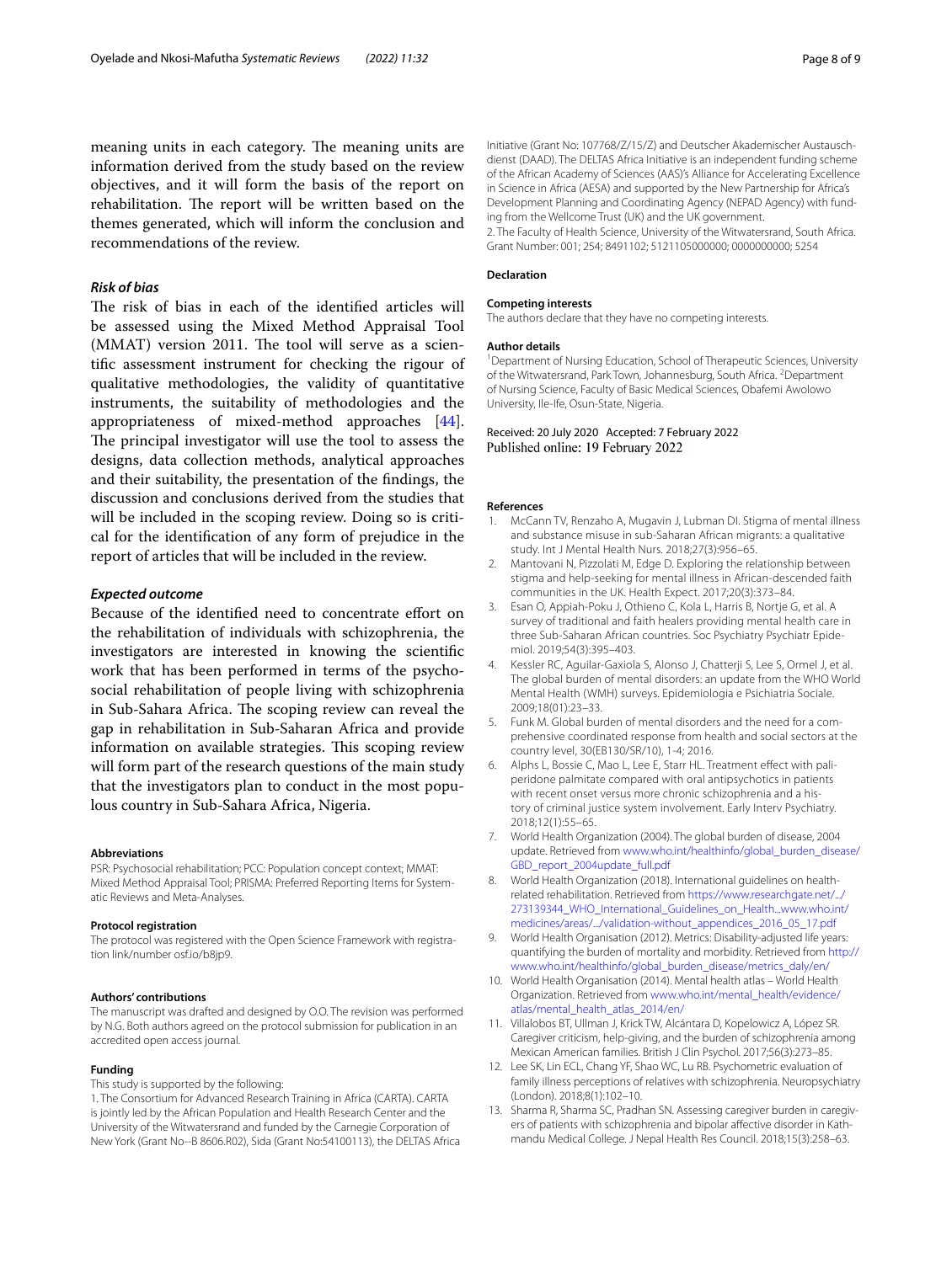meaning units in each category. The meaning units are information derived from the study based on the review objectives, and it will form the basis of the report on rehabilitation. The report will be written based on the themes generated, which will inform the conclusion and recommendations of the review.

### *Risk of bias*

The risk of bias in each of the identified articles will be assessed using the Mixed Method Appraisal Tool (MMAT) version 2011. The tool will serve as a scientific assessment instrument for checking the rigour of qualitative methodologies, the validity of quantitative instruments, the suitability of methodologies and the appropriateness of mixed-method approaches [44]. The principal investigator will use the tool to assess the designs, data collection methods, analytical approaches and their suitability, the presentation of the findings, the discussion and conclusions derived from the studies that will be included in the scoping review. Doing so is critical for the identification of any form of prejudice in the report of articles that will be included in the review.

### *Expected outcome*

Because of the identified need to concentrate effort on the rehabilitation of individuals with schizophrenia, the investigators are interested in knowing the scientific work that has been performed in terms of the psychosocial rehabilitation of people living with schizophrenia in Sub-Sahara Africa. The scoping review can reveal the gap in rehabilitation in Sub-Saharan Africa and provide information on available strategies. This scoping review will form part of the research questions of the main study that the investigators plan to conduct in the most populous country in Sub-Sahara Africa, Nigeria.

#### Abbreviations

PSR: Psychosocial rehabilitation; PCC: Population concept context; MMAT: Mixed Method Appraisal Tool; PRISMA: Preferred Reporting Items for Systematic Reviews and Meta-Analyses.

#### Protocol registration

The protocol was registered with the Open Science Framework with registration link/number osf.io/b8jp9.

#### Authors' contributions

The manuscript was drafted and designed by O.O. The revision was performed by N.G. Both authors agreed on the protocol submission for publication in an accredited open access journal.

#### Funding

This study is supported by the following:

1. The Consortium for Advanced Research Training in Africa (CARTA). CARTA is jointly led by the African Population and Health Research Center and the University of the Witwatersrand and funded by the Carnegie Corporation of New York (Grant No--B 8606.R02), Sida (Grant No:54100113), the DELTAS Africa Initiative (Grant No: 107768/Z/15/Z) and Deutscher Akademischer Austauschdienst (DAAD). The DELTAS Africa Initiative is an independent funding scheme of the African Academy of Sciences (AAS)'s Alliance for Accelerating Excellence in Science in Africa (AESA) and supported by the New Partnership for Africa's Development Planning and Coordinating Agency (NEPAD Agency) with funding from the Wellcome Trust (UK) and the UK government.
2. The Faculty of Health Science, University of the Witwatersrand, South Africa. Grant Number: 001; 254; 8491102; 5121105000000; 0000000000; 5254

#### Declaration

#### Competing interests

The authors declare that they have no competing interests.

#### Author details

[1]Department of Nursing Education, School of Therapeutic Sciences, University of the Witwatersrand, Park Town, Johannesburg, South Africa. [2]Department of Nursing Science, Faculty of Basic Medical Sciences, Obafemi Awolowo University, Ile-Ife, Osun-State, Nigeria.

Received: 20 July 2020 Accepted: 7 February 2022
Published online: 19 February 2022

#### References

1. McCann TV, Renzaho A, Mugavin J, Lubman DI. Stigma of mental illness and substance misuse in sub-Saharan African migrants: a qualitative study. Int J Mental Health Nurs. 2018;27(3):956–65.
2. Mantovani N, Pizzolati M, Edge D. Exploring the relationship between stigma and help-seeking for mental illness in African-descended faith communities in the UK. Health Expect. 2017;20(3):373–84.
3. Esan O, Appiah-Poku J, Othieno C, Kola L, Harris B, Nortje G, et al. A survey of traditional and faith healers providing mental health care in three Sub-Saharan African countries. Soc Psychiatry Psychiatr Epidemiol. 2019;54(3):395–403.
4. Kessler RC, Aguilar-Gaxiola S, Alonso J, Chatterji S, Lee S, Ormel J, et al. The global burden of mental disorders: an update from the WHO World Mental Health (WMH) surveys. Epidemiologia e Psichiatria Sociale. 2009;18(01):23–33.
5. Funk M. Global burden of mental disorders and the need for a comprehensive coordinated response from health and social sectors at the country level, 30(EB130/SR/10), 1-4; 2016.
6. Alphs L, Bossie C, Mao L, Lee E, Starr HL. Treatment effect with paliperidone palmitate compared with oral antipsychotics in patients with recent onset versus more chronic schizophrenia and a history of criminal justice system involvement. Early Interv Psychiatry. 2018;12(1):55–65.
7. World Health Organization (2004). The global burden of disease, 2004 update. Retrieved from www.who.int/healthinfo/global_burden_disease/GBD_report_2004update_full.pdf
8. World Health Organization (2018). International guidelines on health-related rehabilitation. Retrieved from https://www.researchgate.net/.../273139344_WHO_International_Guidelines_on_Health...www.who.int/medicines/areas/.../validation-without_appendices_2016_05_17.pdf
9. World Health Organisation (2012). Metrics: Disability-adjusted life years: quantifying the burden of mortality and morbidity. Retrieved from http://www.who.int/healthinfo/global_burden_disease/metrics_daly/en/
10. World Health Organisation (2014). Mental health atlas – World Health Organization. Retrieved from www.who.int/mental_health/evidence/atlas/mental_health_atlas_2014/en/
11. Villalobos BT, Ullman J, Krick TW, Alcántara D, Kopelowicz A, López SR. Caregiver criticism, help-giving, and the burden of schizophrenia among Mexican American families. British J Clin Psychol. 2017;56(3):273–85.
12. Lee SK, Lin ECL, Chang YF, Shao WC, Lu RB. Psychometric evaluation of family illness perceptions of relatives with schizophrenia. Neuropsychiatry (London). 2018;8(1):102–10.
13. Sharma R, Sharma SC, Pradhan SN. Assessing caregiver burden in caregivers of patients with schizophrenia and bipolar affective disorder in Kathmandu Medical College. J Nepal Health Res Council. 2018;15(3):258–63.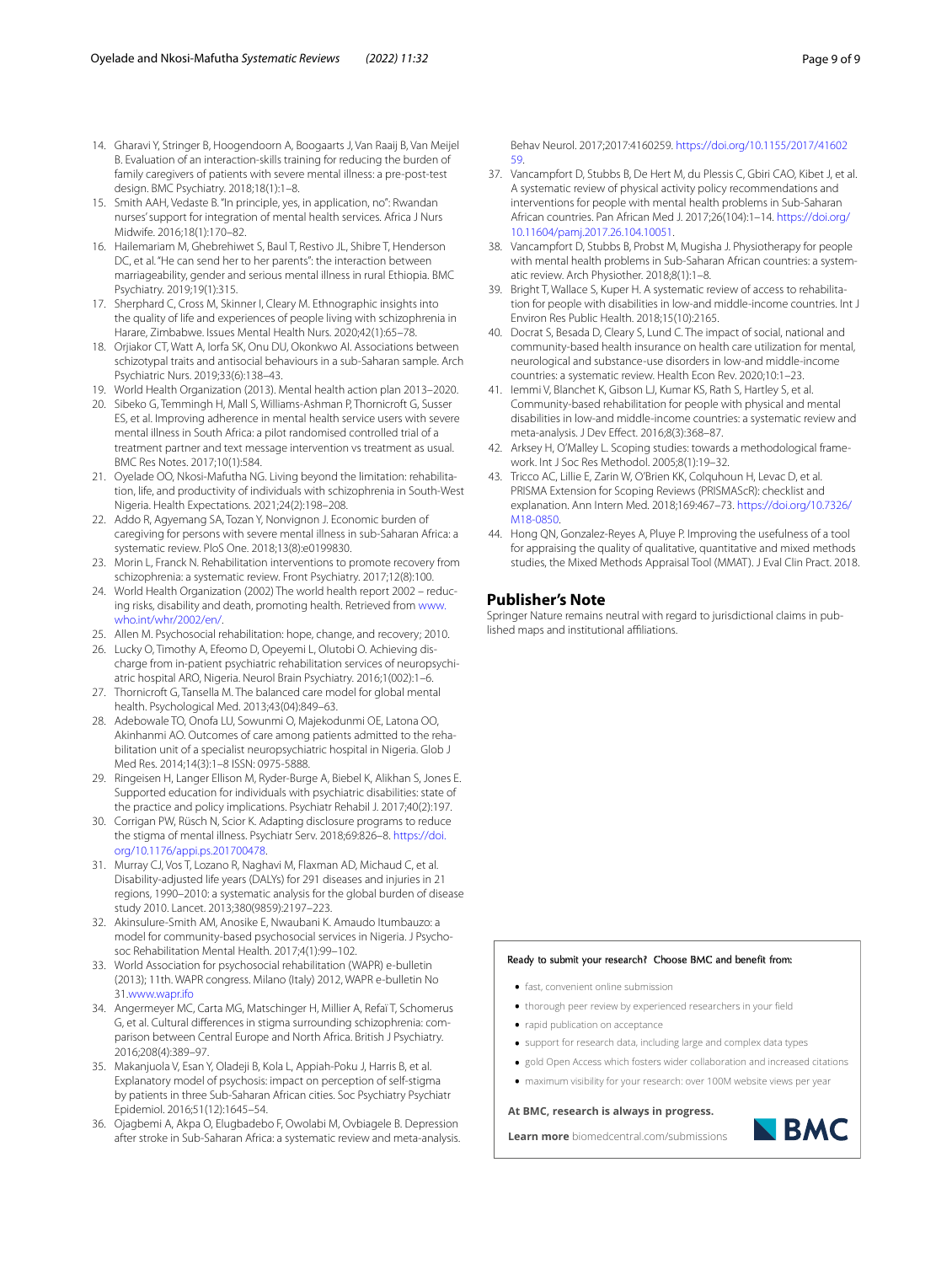14. Gharavi Y, Stringer B, Hoogendoorn A, Boogaarts J, Van Raaij B, Van Meijel B. Evaluation of an interaction-skills training for reducing the burden of family caregivers of patients with severe mental illness: a pre-post-test design. BMC Psychiatry. 2018;18(1):1–8.
15. Smith AAH, Vedaste B. "In principle, yes, in application, no": Rwandan nurses' support for integration of mental health services. Africa J Nurs Midwife. 2016;18(1):170–82.
16. Hailemariam M, Ghebrehiwet S, Baul T, Restivo JL, Shibre T, Henderson DC, et al. "He can send her to her parents": the interaction between marriageability, gender and serious mental illness in rural Ethiopia. BMC Psychiatry. 2019;19(1):315.
17. Sherphard C, Cross M, Skinner I, Cleary M. Ethnographic insights into the quality of life and experiences of people living with schizophrenia in Harare, Zimbabwe. Issues Mental Health Nurs. 2020;42(1):65–78.
18. Orjiakor CT, Watt A, Iorfa SK, Onu DU, Okonkwo AI. Associations between schizotypal traits and antisocial behaviours in a sub-Saharan sample. Arch Psychiatr Nurs. 2019;33(6):138–43.
19. World Health Organization (2013). Mental health action plan 2013–2020.
20. Sibeko G, Temmingh H, Mall S, Williams-Ashman P, Thornicroft G, Susser ES, et al. Improving adherence in mental health service users with severe mental illness in South Africa: a pilot randomised controlled trial of a treatment partner and text message intervention vs treatment as usual. BMC Res Notes. 2017;10(1):584.
21. Oyelade OO, Nkosi-Mafutha NG. Living beyond the limitation: rehabilitation, life, and productivity of individuals with schizophrenia in South-West Nigeria. Health Expectations. 2021;24(2):198–208.
22. Addo R, Agyemang SA, Tozan Y, Nonvignon J. Economic burden of caregiving for persons with severe mental illness in sub-Saharan Africa: a systematic review. PloS One. 2018;13(8):e0199830.
23. Morin L, Franck N. Rehabilitation interventions to promote recovery from schizophrenia: a systematic review. Front Psychiatry. 2017;12(8):100.
24. World Health Organization (2002) The world health report 2002 – reducing risks, disability and death, promoting health. Retrieved from www.who.int/whr/2002/en/.
25. Allen M. Psychosocial rehabilitation: hope, change, and recovery; 2010.
26. Lucky O, Timothy A, Efeomo D, Opeyemi L, Olutobi O. Achieving discharge from in-patient psychiatric rehabilitation services of neuropsychiatric hospital ARO, Nigeria. Neurol Brain Psychiatry. 2016;1(002):1–6.
27. Thornicroft G, Tansella M. The balanced care model for global mental health. Psychological Med. 2013;43(04):849–63.
28. Adebowale TO, Onofa LU, Sowunmi O, Majekodunmi OE, Latona OO, Akinhanmi AO. Outcomes of care among patients admitted to the rehabilitation unit of a specialist neuropsychiatric hospital in Nigeria. Glob J Med Res. 2014;14(3):1–8 ISSN: 0975-5888.
29. Ringeisen H, Langer Ellison M, Ryder-Burge A, Biebel K, Alikhan S, Jones E. Supported education for individuals with psychiatric disabilities: state of the practice and policy implications. Psychiatr Rehabil J. 2017;40(2):197.
30. Corrigan PW, Rüsch N, Scior K. Adapting disclosure programs to reduce the stigma of mental illness. Psychiatr Serv. 2018;69:826–8. https://doi.org/10.1176/appi.ps.201700478.
31. Murray CJ, Vos T, Lozano R, Naghavi M, Flaxman AD, Michaud C, et al. Disability-adjusted life years (DALYs) for 291 diseases and injuries in 21 regions, 1990–2010: a systematic analysis for the global burden of disease study 2010. Lancet. 2013;380(9859):2197–223.
32. Akinsulure-Smith AM, Anosike E, Nwaubani K. Amaudo Itumbauzo: a model for community-based psychosocial services in Nigeria. J Psychosoc Rehabilitation Mental Health. 2017;4(1):99–102.
33. World Association for psychosocial rehabilitation (WAPR) e-bulletin (2013); 11th. WAPR congress. Milano (Italy) 2012, WAPR e-bulletin No 31.www.wapr.ifo
34. Angermeyer MC, Carta MG, Matschinger H, Millier A, Refaï T, Schomerus G, et al. Cultural differences in stigma surrounding schizophrenia: comparison between Central Europe and North Africa. British J Psychiatry. 2016;208(4):389–97.
35. Makanjuola V, Esan Y, Oladeji B, Kola L, Appiah-Poku J, Harris B, et al. Explanatory model of psychosis: impact on perception of self-stigma by patients in three Sub-Saharan African cities. Soc Psychiatry Psychiatr Epidemiol. 2016;51(12):1645–54.
36. Ojagbemi A, Akpa O, Elugbadebo F, Owolabi M, Ovbiagele B. Depression after stroke in Sub-Saharan Africa: a systematic review and meta-analysis. Behav Neurol. 2017;2017:4160259. https://doi.org/10.1155/2017/4160259.
37. Vancampfort D, Stubbs B, De Hert M, du Plessis C, Gbiri CAO, Kibet J, et al. A systematic review of physical activity policy recommendations and interventions for people with mental health problems in Sub-Saharan African countries. Pan African Med J. 2017;26(104):1–14. https://doi.org/10.11604/pamj.2017.26.104.10051.
38. Vancampfort D, Stubbs B, Probst M, Mugisha J. Physiotherapy for people with mental health problems in Sub-Saharan African countries: a systematic review. Arch Physiother. 2018;8(1):1–8.
39. Bright T, Wallace S, Kuper H. A systematic review of access to rehabilitation for people with disabilities in low-and middle-income countries. Int J Environ Res Public Health. 2018;15(10):2165.
40. Docrat S, Besada D, Cleary S, Lund C. The impact of social, national and community-based health insurance on health care utilization for mental, neurological and substance-use disorders in low-and middle-income countries: a systematic review. Health Econ Rev. 2020;10:1–23.
41. Iemmi V, Blanchet K, Gibson LJ, Kumar KS, Rath S, Hartley S, et al. Community-based rehabilitation for people with physical and mental disabilities in low-and middle-income countries: a systematic review and meta-analysis. J Dev Effect. 2016;8(3):368–87.
42. Arksey H, O'Malley L. Scoping studies: towards a methodological framework. Int J Soc Res Methodol. 2005;8(1):19–32.
43. Tricco AC, Lillie E, Zarin W, O'Brien KK, Colquhoun H, Levac D, et al. PRISMA Extension for Scoping Reviews (PRISMAScR): checklist and explanation. Ann Intern Med. 2018;169:467–73. https://doi.org/10.7326/M18-0850.
44. Hong QN, Gonzalez-Reyes A, Pluye P. Improving the usefulness of a tool for appraising the quality of qualitative, quantitative and mixed methods studies, the Mixed Methods Appraisal Tool (MMAT). J Eval Clin Pract. 2018.

## Publisher's Note

Springer Nature remains neutral with regard to jurisdictional claims in published maps and institutional affiliations.

Ready to submit your research? Choose BMC and benefit from:

- fast, convenient online submission
- thorough peer review by experienced researchers in your field
- rapid publication on acceptance
- support for research data, including large and complex data types
- gold Open Access which fosters wider collaboration and increased citations
- maximum visibility for your research: over 100M website views per year

**At BMC, research is always in progress.**

**Learn more** biomedcentral.com/submissions

BMC